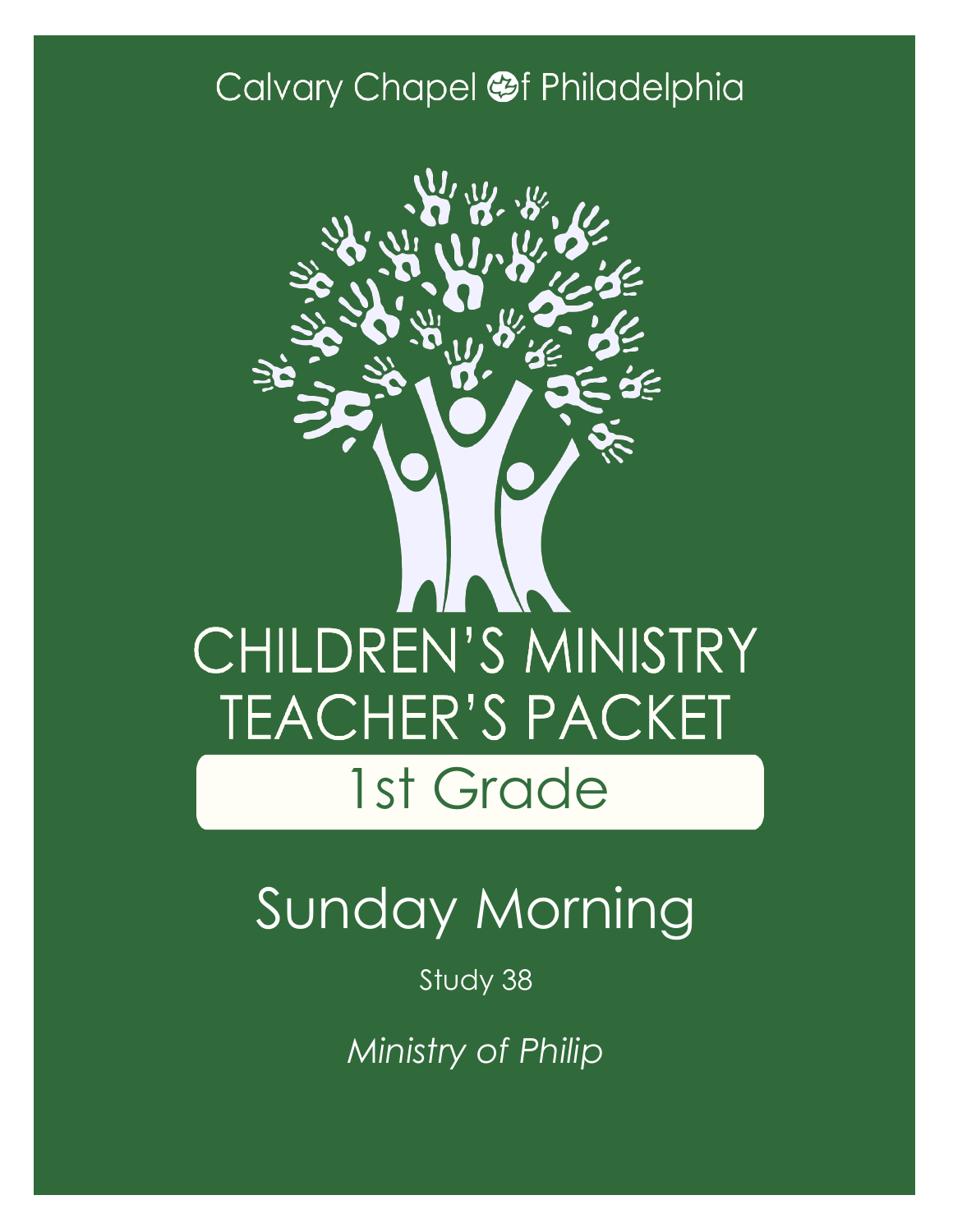Calvary Chapel of Philadelphia

# CHILDREN'S MINISTRY TEACHER'S PACKET

## 1st Grade

# Sunday Morning

Study 38

*Ministry of Philip*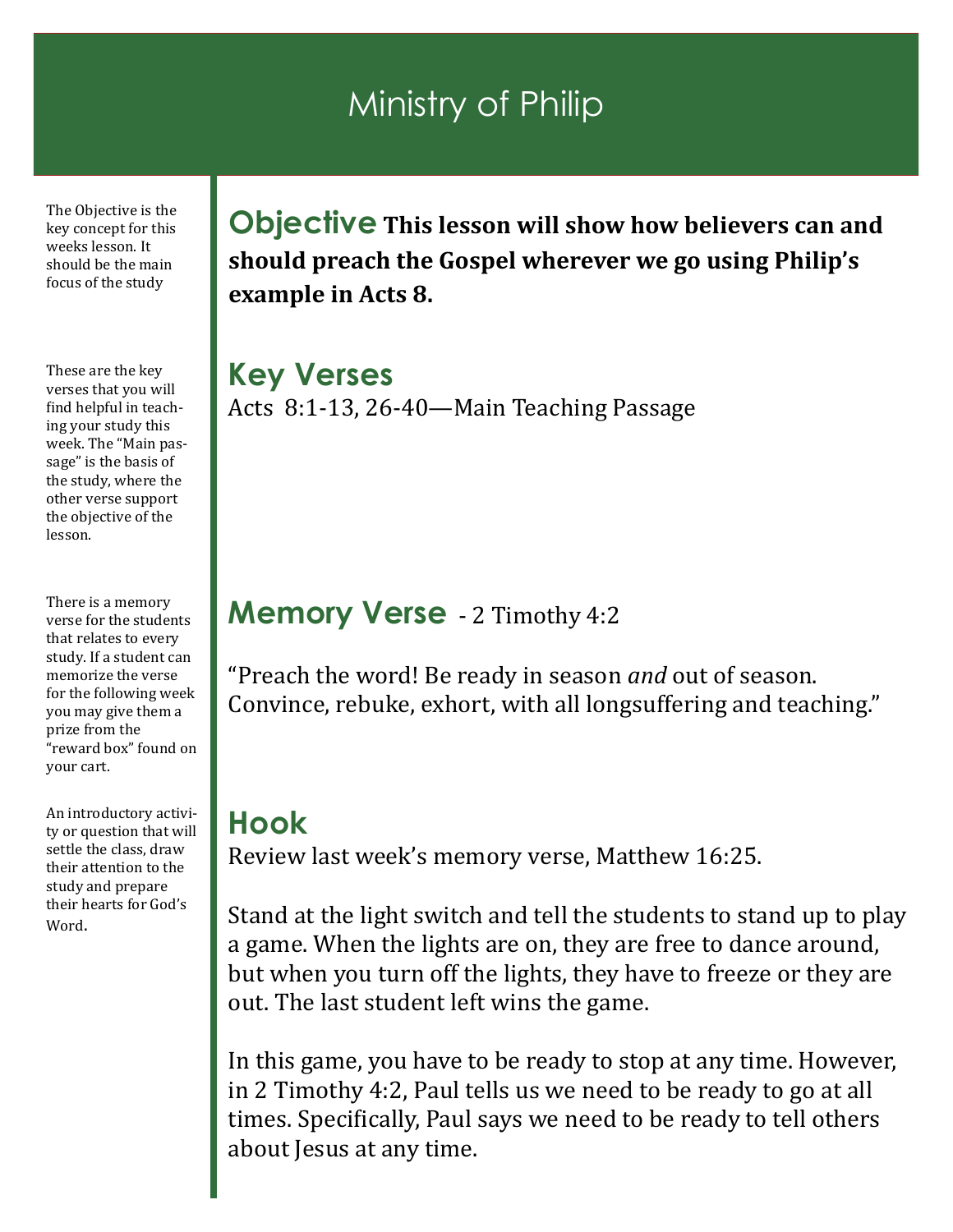# Ministry of Philip

The Objective is the key concept for this weeks lesson. It should be the main focus of the study

## Objective

**This lesson will show how believers can and should preach the Gospel wherever we go using Philip's example in Acts 8.**

These are the key verses that you will find helpful in teaching your study this week. The "Main passage" is the basis of the study, where the other verse support the objective of the lesson.

## Key Verses

Acts 8:1-13, 26-40—Main Teaching Passage

There is a memory verse for the students that relates to every study. If a student can memorize the verse for the following week you may give them a prize from the "reward box" found on your cart.

## Memory Verse - 2 Timothy 4:2

"Preach the word! Be ready in season *and* out of season. Convince, rebuke, exhort, with all longsuffering and teaching."

An introductory activity or question that will settle the class, draw their attention to the study and prepare their hearts for God's Word.

## Hook

Review last week's memory verse, Matthew 16:25.

Stand at the light switch and tell the students to stand up to play a game. When the lights are on, they are free to dance around, but when you turn off the lights, they have to freeze or they are out. The last student left wins the game.

In this game, you have to be ready to stop at any time. However, in 2 Timothy 4:2, Paul tells us we need to be ready to go at all times. Specifically, Paul says we need to be ready to tell others about Jesus at any time.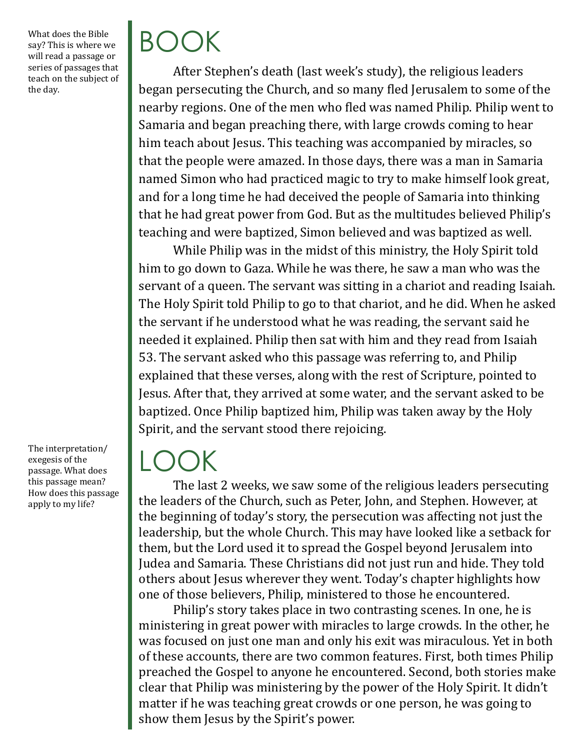What does the Bible say? This is where we will read a passage or series of passages that teach on the subject of the day.

# BOOK

After Stephen's death (last week's study), the religious leaders began persecuting the Church, and so many fled Jerusalem to some of the nearby regions. One of the men who fled was named Philip. Philip went to Samaria and began preaching there, with large crowds coming to hear him teach about Jesus. This teaching was accompanied by miracles, so that the people were amazed. In those days, there was a man in Samaria named Simon who had practiced magic to try to make himself look great, and for a long time he had deceived the people of Samaria into thinking that he had great power from God. But as the multitudes believed Philip's teaching and were baptized, Simon believed and was baptized as well.

While Philip was in the midst of this ministry, the Holy Spirit told him to go down to Gaza. While he was there, he saw a man who was the servant of a queen. The servant was sitting in a chariot and reading Isaiah. The Holy Spirit told Philip to go to that chariot, and he did. When he asked the servant if he understood what he was reading, the servant said he needed it explained. Philip then sat with him and they read from Isaiah 53. The servant asked who this passage was referring to, and Philip explained that these verses, along with the rest of Scripture, pointed to Jesus. After that, they arrived at some water, and the servant asked to be baptized. Once Philip baptized him, Philip was taken away by the Holy Spirit, and the servant stood there rejoicing.

The interpretation/exegesis of the passage. What does this passage mean? How does this passage apply to my life?

# LOOK

The last 2 weeks, we saw some of the religious leaders persecuting the leaders of the Church, such as Peter, John, and Stephen. However, at the beginning of today's story, the persecution was affecting not just the leadership, but the whole Church. This may have looked like a setback for them, but the Lord used it to spread the Gospel beyond Jerusalem into Judea and Samaria. These Christians did not just run and hide. They told others about Jesus wherever they went. Today's chapter highlights how one of those believers, Philip, ministered to those he encountered.

Philip's story takes place in two contrasting scenes. In one, he is ministering in great power with miracles to large crowds. In the other, he was focused on just one man and only his exit was miraculous. Yet in both of these accounts, there are two common features. First, both times Philip preached the Gospel to anyone he encountered. Second, both stories make clear that Philip was ministering by the power of the Holy Spirit. It didn't matter if he was teaching great crowds or one person, he was going to show them Jesus by the Spirit's power.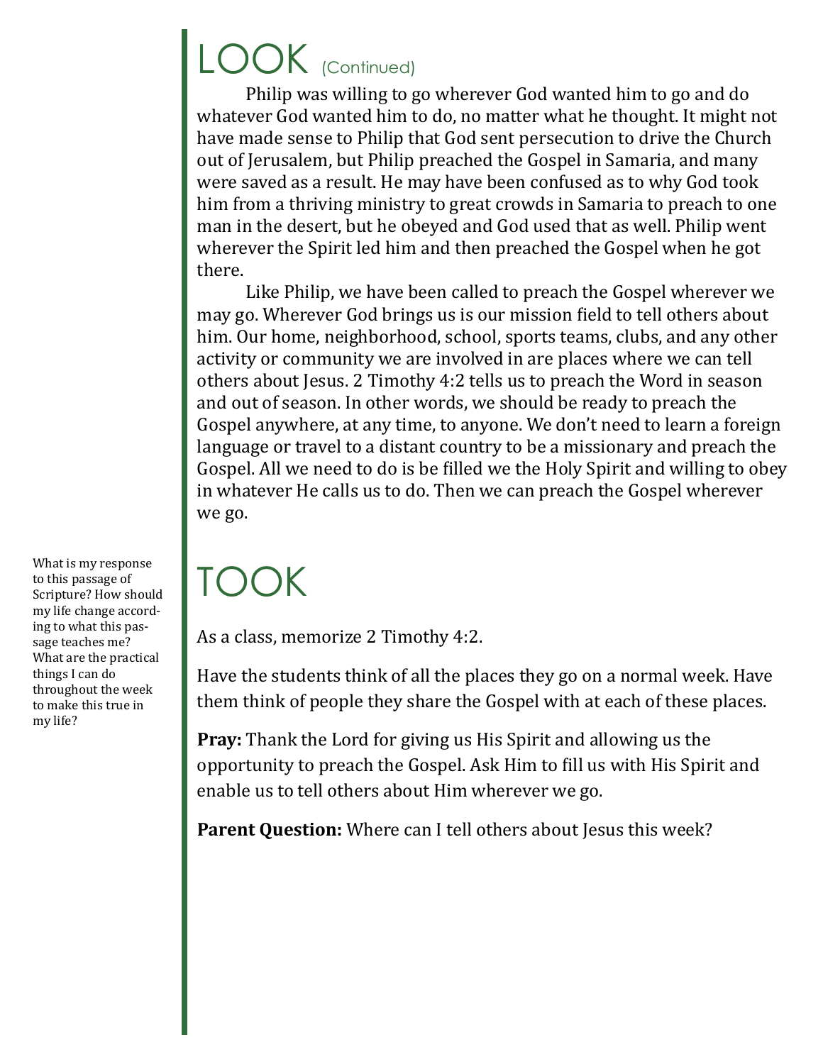# LOOK (Continued)

Philip was willing to go wherever God wanted him to go and do whatever God wanted him to do, no matter what he thought. It might not have made sense to Philip that God sent persecution to drive the Church out of Jerusalem, but Philip preached the Gospel in Samaria, and many were saved as a result. He may have been confused as to why God took him from a thriving ministry to great crowds in Samaria to preach to one man in the desert, but he obeyed and God used that as well. Philip went wherever the Spirit led him and then preached the Gospel when he got there.

Like Philip, we have been called to preach the Gospel wherever we may go. Wherever God brings us is our mission field to tell others about him. Our home, neighborhood, school, sports teams, clubs, and any other activity or community we are involved in are places where we can tell others about Jesus. 2 Timothy 4:2 tells us to preach the Word in season and out of season. In other words, we should be ready to preach the Gospel anywhere, at any time, to anyone. We don't need to learn a foreign language or travel to a distant country to be a missionary and preach the Gospel. All we need to do is be filled we the Holy Spirit and willing to obey in whatever He calls us to do. Then we can preach the Gospel wherever we go.

# TOOK

What is my response to this passage of Scripture? How should my life change according to what this passage teaches me? What are the practical things I can do throughout the week to make this true in my life?

As a class, memorize 2 Timothy 4:2.

Have the students think of all the places they go on a normal week. Have them think of people they share the Gospel with at each of these places.

**Pray:** Thank the Lord for giving us His Spirit and allowing us the opportunity to preach the Gospel. Ask Him to fill us with His Spirit and enable us to tell others about Him wherever we go.

**Parent Question:** Where can I tell others about Jesus this week?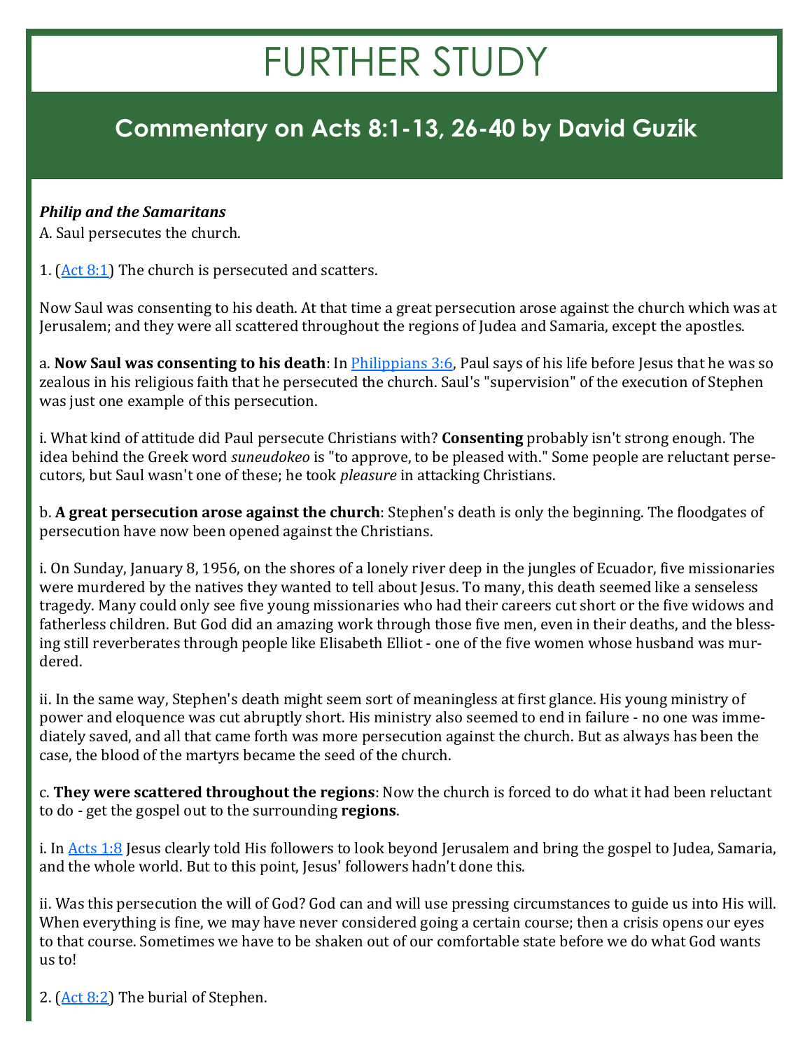# FURTHER STUDY

## Commentary on Acts 8:1-13, 26-40 by David Guzik

***Philip and the Samaritans***

A. Saul persecutes the church.

1. (Act 8:1) The church is persecuted and scatters.

Now Saul was consenting to his death. At that time a great persecution arose against the church which was at Jerusalem; and they were all scattered throughout the regions of Judea and Samaria, except the apostles.

a. **Now Saul was consenting to his death**: In Philippians 3:6, Paul says of his life before Jesus that he was so zealous in his religious faith that he persecuted the church. Saul's "supervision" of the execution of Stephen was just one example of this persecution.

i. What kind of attitude did Paul persecute Christians with? **Consenting** probably isn't strong enough. The idea behind the Greek word *suneudokeo* is "to approve, to be pleased with." Some people are reluctant persecutors, but Saul wasn't one of these; he took *pleasure* in attacking Christians.

b. **A great persecution arose against the church**: Stephen's death is only the beginning. The floodgates of persecution have now been opened against the Christians.

i. On Sunday, January 8, 1956, on the shores of a lonely river deep in the jungles of Ecuador, five missionaries were murdered by the natives they wanted to tell about Jesus. To many, this death seemed like a senseless tragedy. Many could only see five young missionaries who had their careers cut short or the five widows and fatherless children. But God did an amazing work through those five men, even in their deaths, and the blessing still reverberates through people like Elisabeth Elliot - one of the five women whose husband was murdered.

ii. In the same way, Stephen's death might seem sort of meaningless at first glance. His young ministry of power and eloquence was cut abruptly short. His ministry also seemed to end in failure - no one was immediately saved, and all that came forth was more persecution against the church. But as always has been the case, the blood of the martyrs became the seed of the church.

c. **They were scattered throughout the regions**: Now the church is forced to do what it had been reluctant to do - get the gospel out to the surrounding **regions**.

i. In Acts 1:8 Jesus clearly told His followers to look beyond Jerusalem and bring the gospel to Judea, Samaria, and the whole world. But to this point, Jesus' followers hadn't done this.

ii. Was this persecution the will of God? God can and will use pressing circumstances to guide us into His will. When everything is fine, we may have never considered going a certain course; then a crisis opens our eyes to that course. Sometimes we have to be shaken out of our comfortable state before we do what God wants us to!

2. (Act 8:2) The burial of Stephen.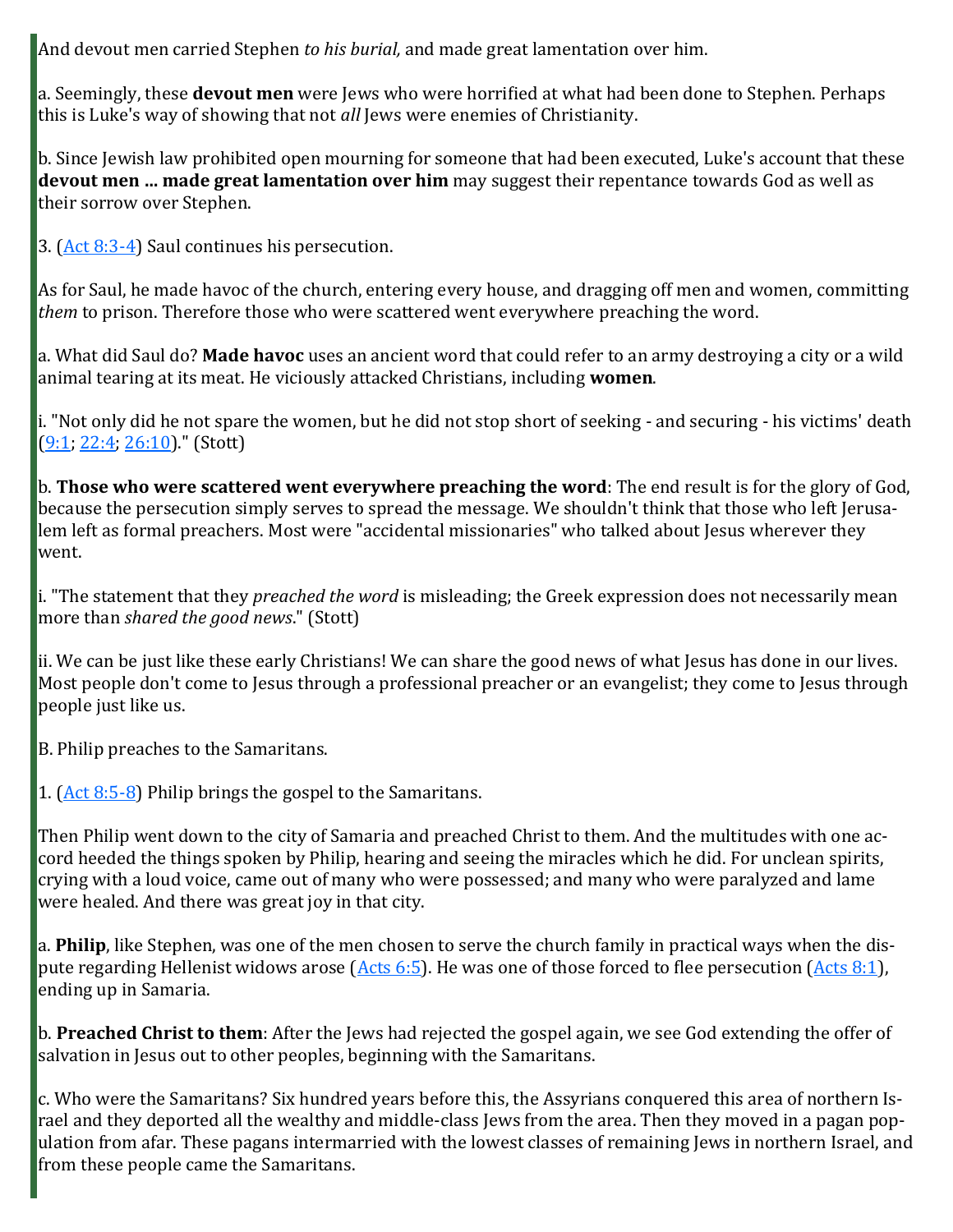And devout men carried Stephen *to his burial,* and made great lamentation over him.

a. Seemingly, these **devout men** were Jews who were horrified at what had been done to Stephen. Perhaps this is Luke's way of showing that not *all* Jews were enemies of Christianity.

b. Since Jewish law prohibited open mourning for someone that had been executed, Luke's account that these **devout men ... made great lamentation over him** may suggest their repentance towards God as well as their sorrow over Stephen.

3. (Act 8:3-4) Saul continues his persecution.

As for Saul, he made havoc of the church, entering every house, and dragging off men and women, committing *them* to prison. Therefore those who were scattered went everywhere preaching the word.

a. What did Saul do? **Made havoc** uses an ancient word that could refer to an army destroying a city or a wild animal tearing at its meat. He viciously attacked Christians, including **women**.

i. "Not only did he not spare the women, but he did not stop short of seeking - and securing - his victims' death (9:1; 22:4; 26:10)." (Stott)

b. **Those who were scattered went everywhere preaching the word**: The end result is for the glory of God, because the persecution simply serves to spread the message. We shouldn't think that those who left Jerusalem left as formal preachers. Most were "accidental missionaries" who talked about Jesus wherever they went.

i. "The statement that they *preached the word* is misleading; the Greek expression does not necessarily mean more than *shared the good news*." (Stott)

ii. We can be just like these early Christians! We can share the good news of what Jesus has done in our lives. Most people don't come to Jesus through a professional preacher or an evangelist; they come to Jesus through people just like us.

B. Philip preaches to the Samaritans.

1. (Act 8:5-8) Philip brings the gospel to the Samaritans.

Then Philip went down to the city of Samaria and preached Christ to them. And the multitudes with one accord heeded the things spoken by Philip, hearing and seeing the miracles which he did. For unclean spirits, crying with a loud voice, came out of many who were possessed; and many who were paralyzed and lame were healed. And there was great joy in that city.

a. **Philip**, like Stephen, was one of the men chosen to serve the church family in practical ways when the dispute regarding Hellenist widows arose (Acts 6:5). He was one of those forced to flee persecution (Acts 8:1), ending up in Samaria.

b. **Preached Christ to them**: After the Jews had rejected the gospel again, we see God extending the offer of salvation in Jesus out to other peoples, beginning with the Samaritans.

c. Who were the Samaritans? Six hundred years before this, the Assyrians conquered this area of northern Israel and they deported all the wealthy and middle-class Jews from the area. Then they moved in a pagan population from afar. These pagans intermarried with the lowest classes of remaining Jews in northern Israel, and from these people came the Samaritans.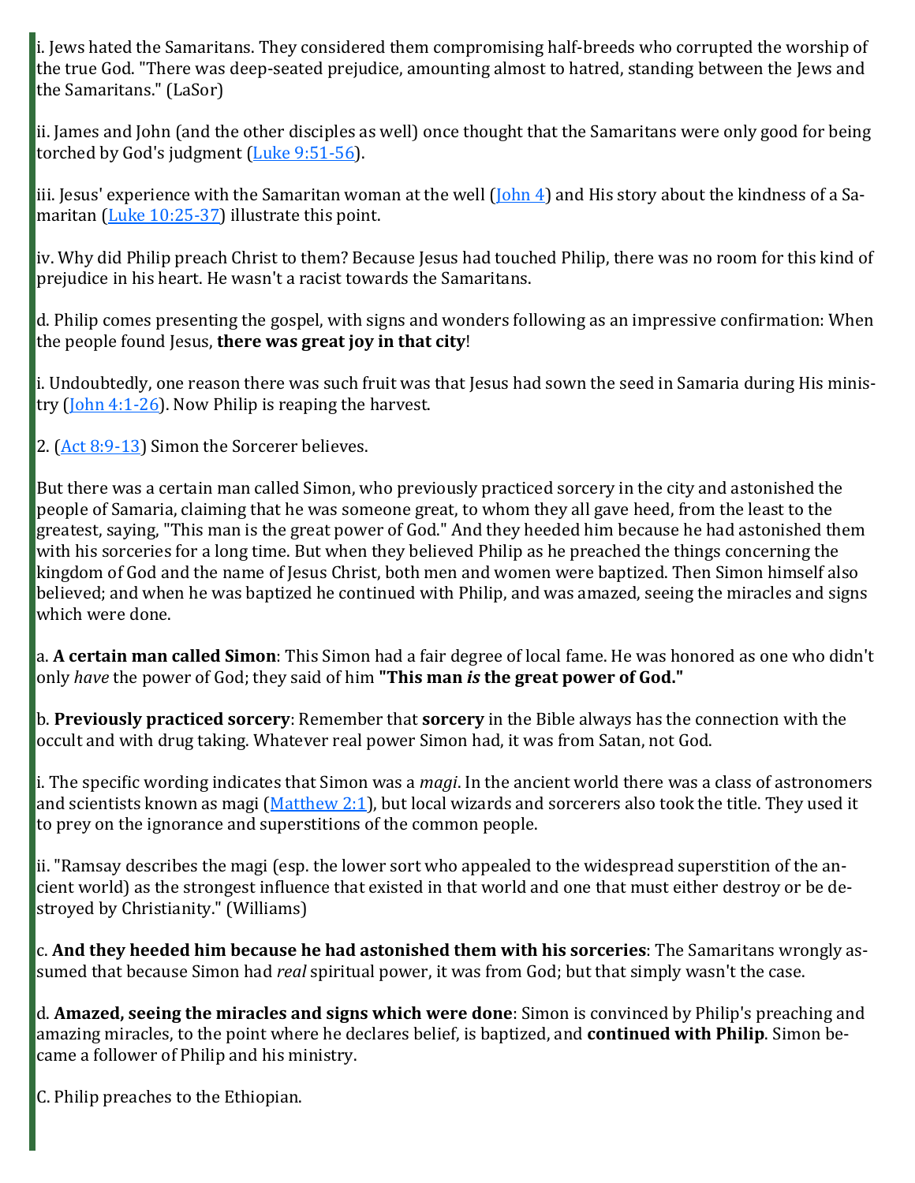i. Jews hated the Samaritans. They considered them compromising half-breeds who corrupted the worship of the true God. "There was deep-seated prejudice, amounting almost to hatred, standing between the Jews and the Samaritans." (LaSor)

ii. James and John (and the other disciples as well) once thought that the Samaritans were only good for being torched by God's judgment (Luke 9:51-56).

iii. Jesus' experience with the Samaritan woman at the well (John 4) and His story about the kindness of a Samaritan (Luke 10:25-37) illustrate this point.

iv. Why did Philip preach Christ to them? Because Jesus had touched Philip, there was no room for this kind of prejudice in his heart. He wasn't a racist towards the Samaritans.

d. Philip comes presenting the gospel, with signs and wonders following as an impressive confirmation: When the people found Jesus, **there was great joy in that city**!

i. Undoubtedly, one reason there was such fruit was that Jesus had sown the seed in Samaria during His ministry (John 4:1-26). Now Philip is reaping the harvest.

2. (Act 8:9-13) Simon the Sorcerer believes.

But there was a certain man called Simon, who previously practiced sorcery in the city and astonished the people of Samaria, claiming that he was someone great, to whom they all gave heed, from the least to the greatest, saying, "This man is the great power of God." And they heeded him because he had astonished them with his sorceries for a long time. But when they believed Philip as he preached the things concerning the kingdom of God and the name of Jesus Christ, both men and women were baptized. Then Simon himself also believed; and when he was baptized he continued with Philip, and was amazed, seeing the miracles and signs which were done.

a. **A certain man called Simon**: This Simon had a fair degree of local fame. He was honored as one who didn't only *have* the power of God; they said of him **"This man *is* the great power of God."**

b. **Previously practiced sorcery**: Remember that **sorcery** in the Bible always has the connection with the occult and with drug taking. Whatever real power Simon had, it was from Satan, not God.

i. The specific wording indicates that Simon was a *magi*. In the ancient world there was a class of astronomers and scientists known as magi (Matthew 2:1), but local wizards and sorcerers also took the title. They used it to prey on the ignorance and superstitions of the common people.

ii. "Ramsay describes the magi (esp. the lower sort who appealed to the widespread superstition of the ancient world) as the strongest influence that existed in that world and one that must either destroy or be destroyed by Christianity." (Williams)

c. **And they heeded him because he had astonished them with his sorceries**: The Samaritans wrongly assumed that because Simon had *real* spiritual power, it was from God; but that simply wasn't the case.

d. **Amazed, seeing the miracles and signs which were done**: Simon is convinced by Philip's preaching and amazing miracles, to the point where he declares belief, is baptized, and **continued with Philip**. Simon became a follower of Philip and his ministry.

C. Philip preaches to the Ethiopian.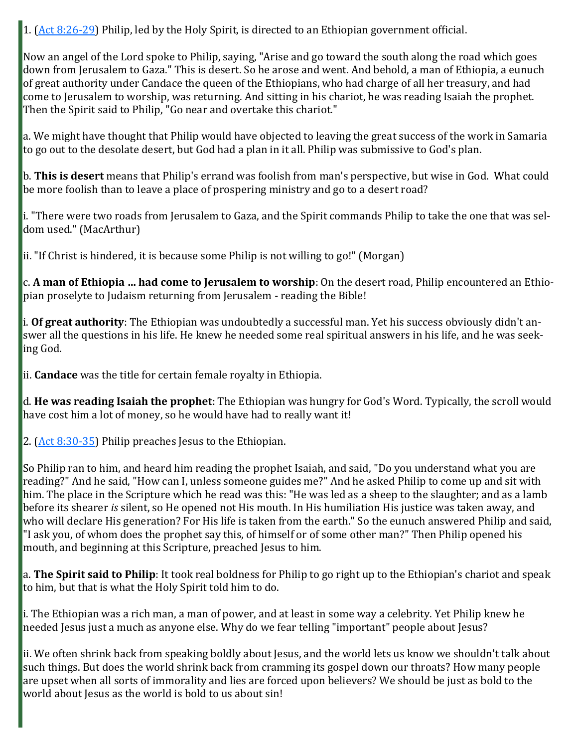1. ([Act 8:26-29]) Philip, led by the Holy Spirit, is directed to an Ethiopian government official.

Now an angel of the Lord spoke to Philip, saying, "Arise and go toward the south along the road which goes down from Jerusalem to Gaza." This is desert. So he arose and went. And behold, a man of Ethiopia, a eunuch of great authority under Candace the queen of the Ethiopians, who had charge of all her treasury, and had come to Jerusalem to worship, was returning. And sitting in his chariot, he was reading Isaiah the prophet. Then the Spirit said to Philip, "Go near and overtake this chariot."

a. We might have thought that Philip would have objected to leaving the great success of the work in Samaria to go out to the desolate desert, but God had a plan in it all. Philip was submissive to God's plan.

b. **This is desert** means that Philip's errand was foolish from man's perspective, but wise in God. What could be more foolish than to leave a place of prospering ministry and go to a desert road?

i. "There were two roads from Jerusalem to Gaza, and the Spirit commands Philip to take the one that was seldom used." (MacArthur)

ii. "If Christ is hindered, it is because some Philip is not willing to go!" (Morgan)

c. **A man of Ethiopia ... had come to Jerusalem to worship**: On the desert road, Philip encountered an Ethiopian proselyte to Judaism returning from Jerusalem - reading the Bible!

i. **Of great authority**: The Ethiopian was undoubtedly a successful man. Yet his success obviously didn't answer all the questions in his life. He knew he needed some real spiritual answers in his life, and he was seeking God.

ii. **Candace** was the title for certain female royalty in Ethiopia.

d. **He was reading Isaiah the prophet**: The Ethiopian was hungry for God's Word. Typically, the scroll would have cost him a lot of money, so he would have had to really want it!

2. ([Act 8:30-35]) Philip preaches Jesus to the Ethiopian.

So Philip ran to him, and heard him reading the prophet Isaiah, and said, "Do you understand what you are reading?" And he said, "How can I, unless someone guides me?" And he asked Philip to come up and sit with him. The place in the Scripture which he read was this: "He was led as a sheep to the slaughter; and as a lamb before its shearer *is* silent, so He opened not His mouth. In His humiliation His justice was taken away, and who will declare His generation? For His life is taken from the earth." So the eunuch answered Philip and said, "I ask you, of whom does the prophet say this, of himself or of some other man?" Then Philip opened his mouth, and beginning at this Scripture, preached Jesus to him.

a. **The Spirit said to Philip**: It took real boldness for Philip to go right up to the Ethiopian's chariot and speak to him, but that is what the Holy Spirit told him to do.

i. The Ethiopian was a rich man, a man of power, and at least in some way a celebrity. Yet Philip knew he needed Jesus just a much as anyone else. Why do we fear telling "important" people about Jesus?

ii. We often shrink back from speaking boldly about Jesus, and the world lets us know we shouldn't talk about such things. But does the world shrink back from cramming its gospel down our throats? How many people are upset when all sorts of immorality and lies are forced upon believers? We should be just as bold to the world about Jesus as the world is bold to us about sin!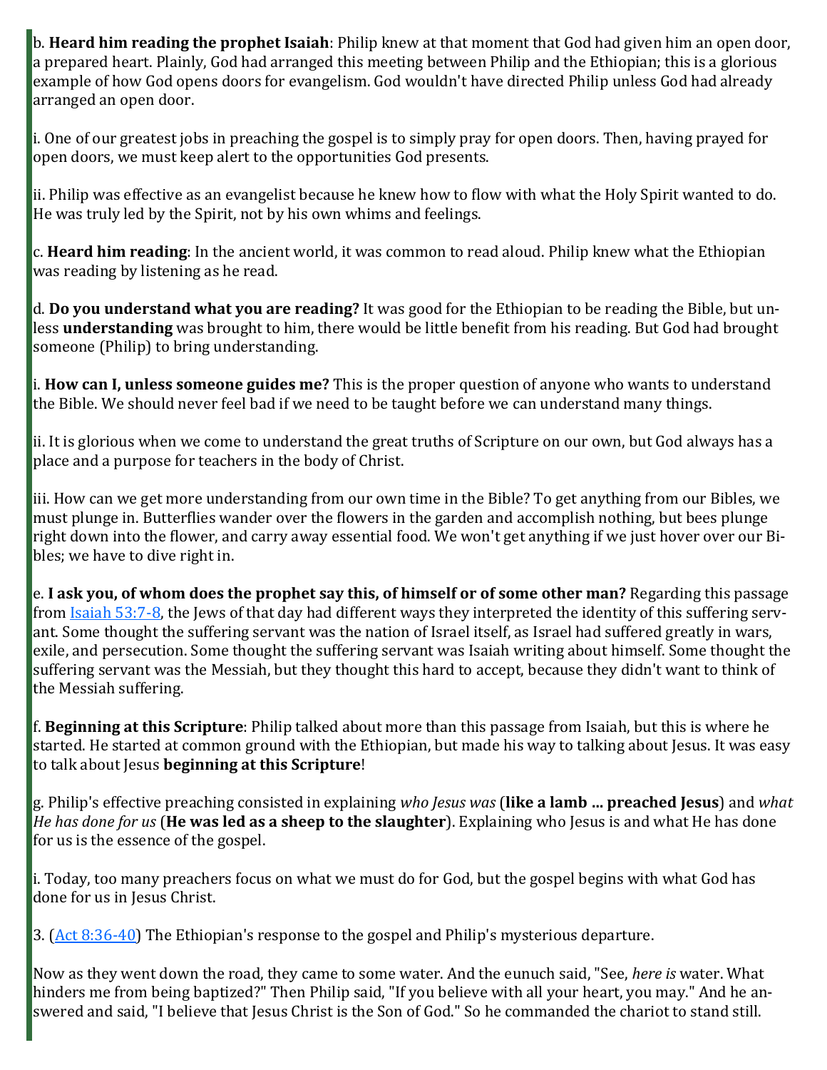b. **Heard him reading the prophet Isaiah**: Philip knew at that moment that God had given him an open door, a prepared heart. Plainly, God had arranged this meeting between Philip and the Ethiopian; this is a glorious example of how God opens doors for evangelism. God wouldn't have directed Philip unless God had already arranged an open door.

i. One of our greatest jobs in preaching the gospel is to simply pray for open doors. Then, having prayed for open doors, we must keep alert to the opportunities God presents.

ii. Philip was effective as an evangelist because he knew how to flow with what the Holy Spirit wanted to do. He was truly led by the Spirit, not by his own whims and feelings.

c. **Heard him reading**: In the ancient world, it was common to read aloud. Philip knew what the Ethiopian was reading by listening as he read.

d. **Do you understand what you are reading?** It was good for the Ethiopian to be reading the Bible, but unless **understanding** was brought to him, there would be little benefit from his reading. But God had brought someone (Philip) to bring understanding.

i. **How can I, unless someone guides me?** This is the proper question of anyone who wants to understand the Bible. We should never feel bad if we need to be taught before we can understand many things.

ii. It is glorious when we come to understand the great truths of Scripture on our own, but God always has a place and a purpose for teachers in the body of Christ.

iii. How can we get more understanding from our own time in the Bible? To get anything from our Bibles, we must plunge in. Butterflies wander over the flowers in the garden and accomplish nothing, but bees plunge right down into the flower, and carry away essential food. We won't get anything if we just hover over our Bibles; we have to dive right in.

e. **I ask you, of whom does the prophet say this, of himself or of some other man?** Regarding this passage from [Isaiah 53:7-8], the Jews of that day had different ways they interpreted the identity of this suffering servant. Some thought the suffering servant was the nation of Israel itself, as Israel had suffered greatly in wars, exile, and persecution. Some thought the suffering servant was Isaiah writing about himself. Some thought the suffering servant was the Messiah, but they thought this hard to accept, because they didn't want to think of the Messiah suffering.

f. **Beginning at this Scripture**: Philip talked about more than this passage from Isaiah, but this is where he started. He started at common ground with the Ethiopian, but made his way to talking about Jesus. It was easy to talk about Jesus **beginning at this Scripture**!

g. Philip's effective preaching consisted in explaining *who Jesus was* (**like a lamb ... preached Jesus**) and *what He has done for us* (**He was led as a sheep to the slaughter**). Explaining who Jesus is and what He has done for us is the essence of the gospel.

i. Today, too many preachers focus on what we must do for God, but the gospel begins with what God has done for us in Jesus Christ.

3. ([Act 8:36-40]) The Ethiopian's response to the gospel and Philip's mysterious departure.

Now as they went down the road, they came to some water. And the eunuch said, "See, *here is* water. What hinders me from being baptized?" Then Philip said, "If you believe with all your heart, you may." And he answered and said, "I believe that Jesus Christ is the Son of God." So he commanded the chariot to stand still.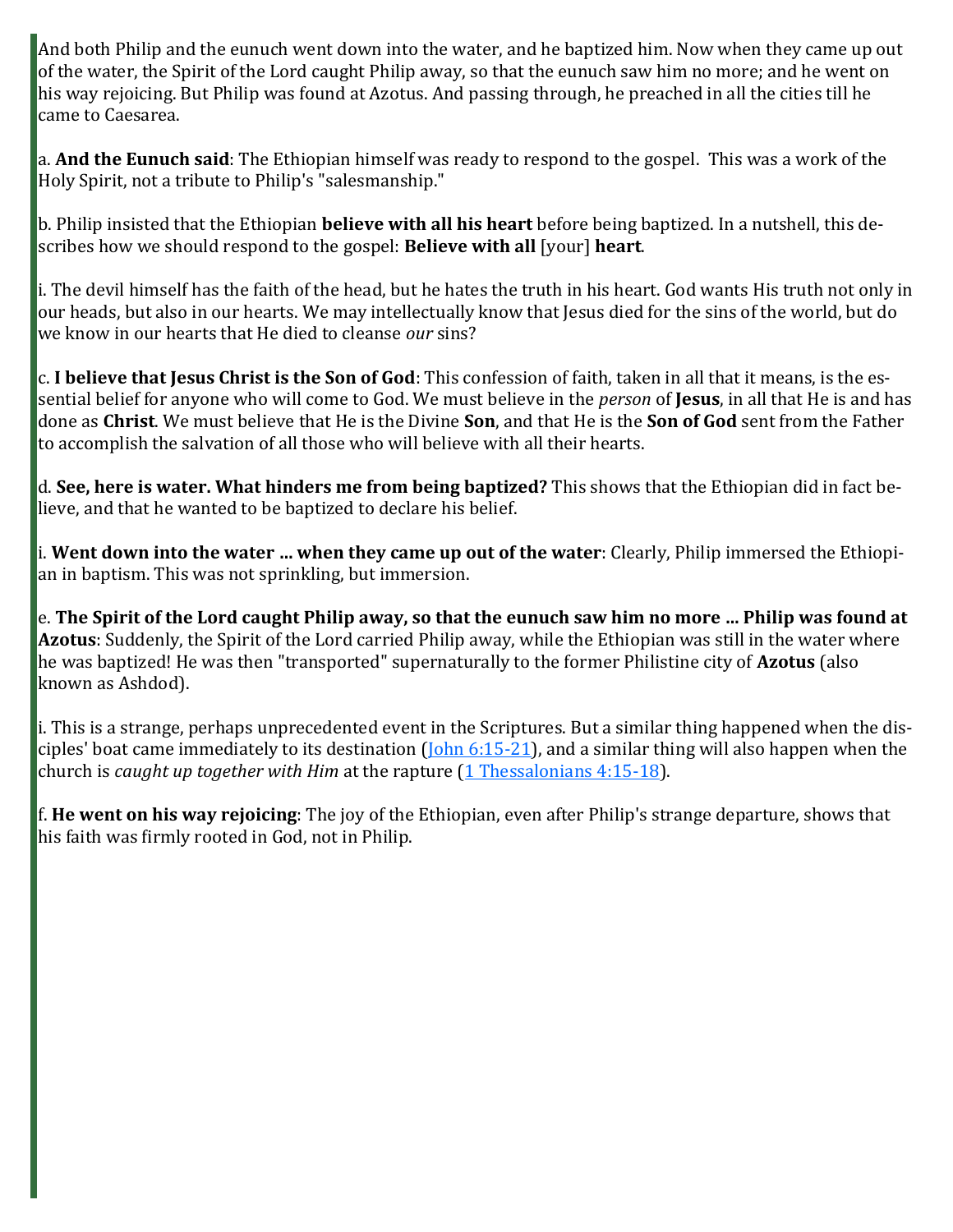And both Philip and the eunuch went down into the water, and he baptized him. Now when they came up out of the water, the Spirit of the Lord caught Philip away, so that the eunuch saw him no more; and he went on his way rejoicing. But Philip was found at Azotus. And passing through, he preached in all the cities till he came to Caesarea.

a. **And the Eunuch said**: The Ethiopian himself was ready to respond to the gospel. This was a work of the Holy Spirit, not a tribute to Philip's "salesmanship."

b. Philip insisted that the Ethiopian **believe with all his heart** before being baptized. In a nutshell, this describes how we should respond to the gospel: **Believe with all** [your] **heart**.

i. The devil himself has the faith of the head, but he hates the truth in his heart. God wants His truth not only in our heads, but also in our hearts. We may intellectually know that Jesus died for the sins of the world, but do we know in our hearts that He died to cleanse *our* sins?

c. **I believe that Jesus Christ is the Son of God**: This confession of faith, taken in all that it means, is the essential belief for anyone who will come to God. We must believe in the *person* of **Jesus**, in all that He is and has done as **Christ**. We must believe that He is the Divine **Son**, and that He is the **Son of God** sent from the Father to accomplish the salvation of all those who will believe with all their hearts.

d. **See, here is water. What hinders me from being baptized?** This shows that the Ethiopian did in fact believe, and that he wanted to be baptized to declare his belief.

i. **Went down into the water ... when they came up out of the water**: Clearly, Philip immersed the Ethiopian in baptism. This was not sprinkling, but immersion.

e. **The Spirit of the Lord caught Philip away, so that the eunuch saw him no more ... Philip was found at Azotus**: Suddenly, the Spirit of the Lord carried Philip away, while the Ethiopian was still in the water where he was baptized! He was then "transported" supernaturally to the former Philistine city of **Azotus** (also known as Ashdod).

i. This is a strange, perhaps unprecedented event in the Scriptures. But a similar thing happened when the disciples' boat came immediately to its destination (John 6:15-21), and a similar thing will also happen when the church is *caught up together with Him* at the rapture (1 Thessalonians 4:15-18).

f. **He went on his way rejoicing**: The joy of the Ethiopian, even after Philip's strange departure, shows that his faith was firmly rooted in God, not in Philip.